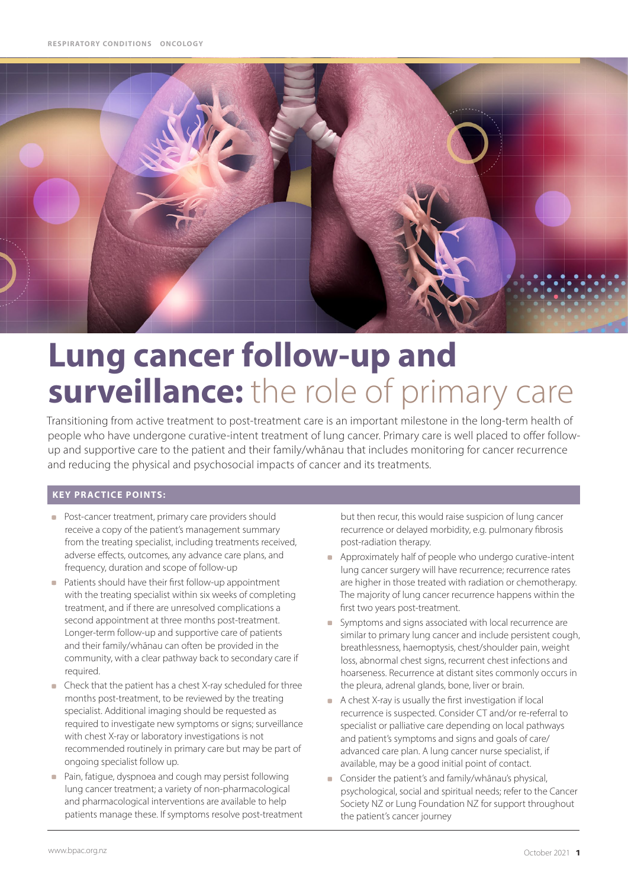RESPIRATORY CONDITIONS ONCOLOGY

# Lung cancer follow-up and surveillance: the role of primary care

Transitioning from active treatment to post-treatment care is an important milestone in the long-term health of people who have undergone curative-intent treatment of lung cancer. Primary care is well placed to offer follow-up and supportive care to the patient and their family/whānau that includes monitoring for cancer recurrence and reducing the physical and psychosocial impacts of cancer and its treatments.

### KEY PRACTICE POINTS:

- Post-cancer treatment, primary care providers should receive a copy of the patient's management summary from the treating specialist, including treatments received, adverse effects, outcomes, any advance care plans, and frequency, duration and scope of follow-up
- Patients should have their first follow-up appointment with the treating specialist within six weeks of completing treatment, and if there are unresolved complications a second appointment at three months post-treatment. Longer-term follow-up and supportive care of patients and their family/whānau can often be provided in the community, with a clear pathway back to secondary care if required.
- Check that the patient has a chest X-ray scheduled for three months post-treatment, to be reviewed by the treating specialist. Additional imaging should be requested as required to investigate new symptoms or signs; surveillance with chest X-ray or laboratory investigations is not recommended routinely in primary care but may be part of ongoing specialist follow up.
- Pain, fatigue, dyspnoea and cough may persist following lung cancer treatment; a variety of non-pharmacological and pharmacological interventions are available to help patients manage these. If symptoms resolve post-treatment but then recur, this would raise suspicion of lung cancer recurrence or delayed morbidity, e.g. pulmonary fibrosis post-radiation therapy.
- Approximately half of people who undergo curative-intent lung cancer surgery will have recurrence; recurrence rates are higher in those treated with radiation or chemotherapy. The majority of lung cancer recurrence happens within the first two years post-treatment.
- Symptoms and signs associated with local recurrence are similar to primary lung cancer and include persistent cough, breathlessness, haemoptysis, chest/shoulder pain, weight loss, abnormal chest signs, recurrent chest infections and hoarseness. Recurrence at distant sites commonly occurs in the pleura, adrenal glands, bone, liver or brain.
- A chest X-ray is usually the first investigation if local recurrence is suspected. Consider CT and/or re-referral to specialist or palliative care depending on local pathways and patient's symptoms and signs and goals of care/advanced care plan. A lung cancer nurse specialist, if available, may be a good initial point of contact.
- Consider the patient's and family/whānau's physical, psychological, social and spiritual needs; refer to the Cancer Society NZ or Lung Foundation NZ for support throughout the patient's cancer journey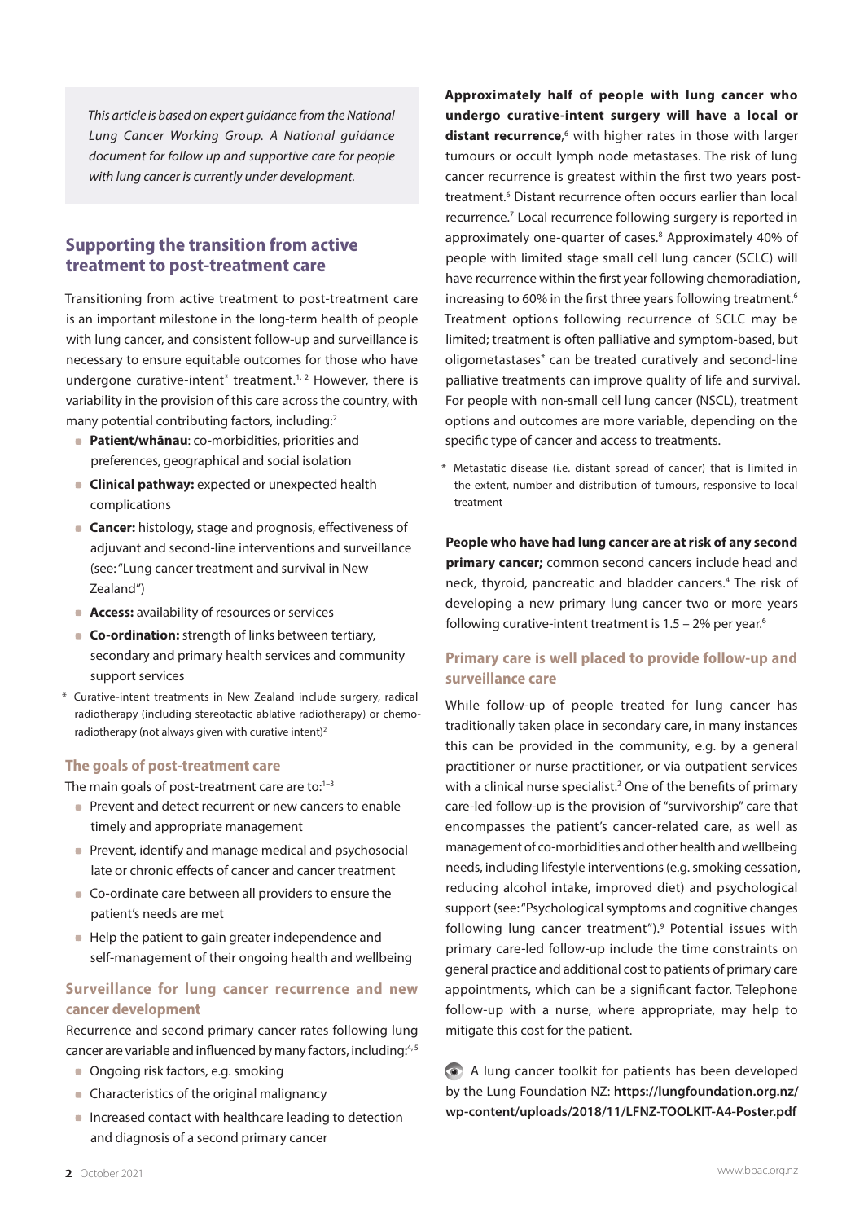*This article is based on expert guidance from the National Lung Cancer Working Group. A National guidance document for follow up and supportive care for people with lung cancer is currently under development.*

## Supporting the transition from active treatment to post-treatment care

Transitioning from active treatment to post-treatment care is an important milestone in the long-term health of people with lung cancer, and consistent follow-up and surveillance is necessary to ensure equitable outcomes for those who have undergone curative-intent* treatment.[1, 2] However, there is variability in the provision of this care across the country, with many potential contributing factors, including:[2]

- **Patient/whānau**: co-morbidities, priorities and preferences, geographical and social isolation
- **Clinical pathway:** expected or unexpected health complications
- **Cancer:** histology, stage and prognosis, effectiveness of adjuvant and second-line interventions and surveillance (see: "Lung cancer treatment and survival in New Zealand")
- **Access:** availability of resources or services
- **Co-ordination:** strength of links between tertiary, secondary and primary health services and community support services

\* Curative-intent treatments in New Zealand include surgery, radical radiotherapy (including stereotactic ablative radiotherapy) or chemo-radiotherapy (not always given with curative intent)[2]

### The goals of post-treatment care

The main goals of post-treatment care are to:[1–3]

- Prevent and detect recurrent or new cancers to enable timely and appropriate management
- Prevent, identify and manage medical and psychosocial late or chronic effects of cancer and cancer treatment
- Co-ordinate care between all providers to ensure the patient's needs are met
- Help the patient to gain greater independence and self-management of their ongoing health and wellbeing

### Surveillance for lung cancer recurrence and new cancer development

Recurrence and second primary cancer rates following lung cancer are variable and influenced by many factors, including:[4, 5]

- Ongoing risk factors, e.g. smoking
- Characteristics of the original malignancy
- Increased contact with healthcare leading to detection and diagnosis of a second primary cancer

**Approximately half of people with lung cancer who undergo curative-intent surgery will have a local or distant recurrence**,[6] with higher rates in those with larger tumours or occult lymph node metastases. The risk of lung cancer recurrence is greatest within the first two years post-treatment.[6] Distant recurrence often occurs earlier than local recurrence.[7] Local recurrence following surgery is reported in approximately one-quarter of cases.[8] Approximately 40% of people with limited stage small cell lung cancer (SCLC) will have recurrence within the first year following chemoradiation, increasing to 60% in the first three years following treatment.[6] Treatment options following recurrence of SCLC may be limited; treatment is often palliative and symptom-based, but oligometastases* can be treated curatively and second-line palliative treatments can improve quality of life and survival. For people with non-small cell lung cancer (NSCL), treatment options and outcomes are more variable, depending on the specific type of cancer and access to treatments.

\* Metastatic disease (i.e. distant spread of cancer) that is limited in the extent, number and distribution of tumours, responsive to local treatment

**People who have had lung cancer are at risk of any second primary cancer;** common second cancers include head and neck, thyroid, pancreatic and bladder cancers.[4] The risk of developing a new primary lung cancer two or more years following curative-intent treatment is 1.5 – 2% per year.[6]

### Primary care is well placed to provide follow-up and surveillance care

While follow-up of people treated for lung cancer has traditionally taken place in secondary care, in many instances this can be provided in the community, e.g. by a general practitioner or nurse practitioner, or via outpatient services with a clinical nurse specialist.[2] One of the benefits of primary care-led follow-up is the provision of "survivorship" care that encompasses the patient's cancer-related care, as well as management of co-morbidities and other health and wellbeing needs, including lifestyle interventions (e.g. smoking cessation, reducing alcohol intake, improved diet) and psychological support (see: "Psychological symptoms and cognitive changes following lung cancer treatment").[9] Potential issues with primary care-led follow-up include the time constraints on general practice and additional cost to patients of primary care appointments, which can be a significant factor. Telephone follow-up with a nurse, where appropriate, may help to mitigate this cost for the patient.

A lung cancer toolkit for patients has been developed by the Lung Foundation NZ: **https://lungfoundation.org.nz/wp-content/uploads/2018/11/LFNZ-TOOLKIT-A4-Poster.pdf**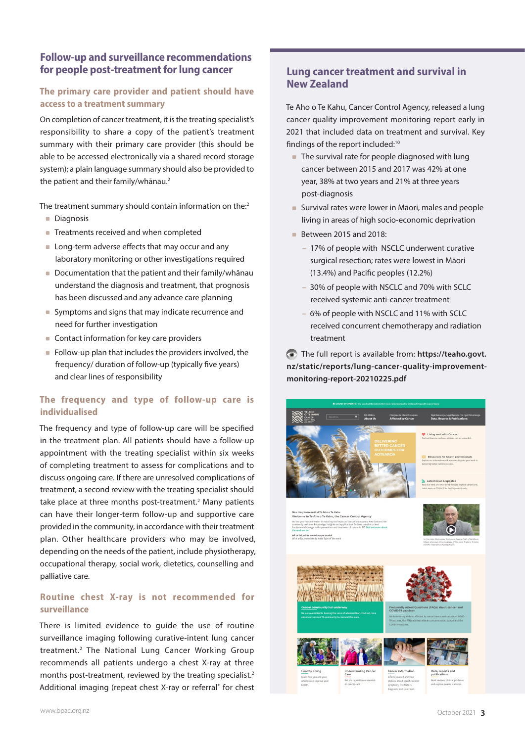## Follow-up and surveillance recommendations for people post-treatment for lung cancer

### The primary care provider and patient should have access to a treatment summary

On completion of cancer treatment, it is the treating specialist's responsibility to share a copy of the patient's treatment summary with their primary care provider (this should be able to be accessed electronically via a shared record storage system); a plain language summary should also be provided to the patient and their family/whānau.[2]

The treatment summary should contain information on the:[2]

- Diagnosis
- Treatments received and when completed
- Long-term adverse effects that may occur and any laboratory monitoring or other investigations required
- Documentation that the patient and their family/whānau understand the diagnosis and treatment, that prognosis has been discussed and any advance care planning
- Symptoms and signs that may indicate recurrence and need for further investigation
- Contact information for key care providers
- Follow-up plan that includes the providers involved, the frequency/ duration of follow-up (typically five years) and clear lines of responsibility

### The frequency and type of follow-up care is individualised

The frequency and type of follow-up care will be specified in the treatment plan. All patients should have a follow-up appointment with the treating specialist within six weeks of completing treatment to assess for complications and to discuss ongoing care. If there are unresolved complications of treatment, a second review with the treating specialist should take place at three months post-treatment.[2] Many patients can have their longer-term follow-up and supportive care provided in the community, in accordance with their treatment plan. Other healthcare providers who may be involved, depending on the needs of the patient, include physiotherapy, occupational therapy, social work, dietetics, counselling and palliative care.

### Routine chest X-ray is not recommended for surveillance

There is limited evidence to guide the use of routine surveillance imaging following curative-intent lung cancer treatment.[2] The National Lung Cancer Working Group recommends all patients undergo a chest X-ray at three months post-treatment, reviewed by the treating specialist.[2] Additional imaging (repeat chest X-ray or referral* for chest

## Lung cancer treatment and survival in New Zealand

Te Aho o Te Kahu, Cancer Control Agency, released a lung cancer quality improvement monitoring report early in 2021 that included data on treatment and survival. Key findings of the report included:[10]

- The survival rate for people diagnosed with lung cancer between 2015 and 2017 was 42% at one year, 38% at two years and 21% at three years post-diagnosis
- Survival rates were lower in Māori, males and people living in areas of high socio-economic deprivation
- Between 2015 and 2018:
  - 17% of people with NSCLC underwent curative surgical resection; rates were lowest in Māori (13.4%) and Pacific peoples (12.2%)
  - 30% of people with NSCLC and 70% with SCLC received systemic anti-cancer treatment
  - 6% of people with NSCLC and 11% with SCLC received concurrent chemotherapy and radiation treatment

The full report is available from: **https://teaho.govt.nz/static/reports/lung-cancer-quality-improvement-monitoring-report-20210225.pdf**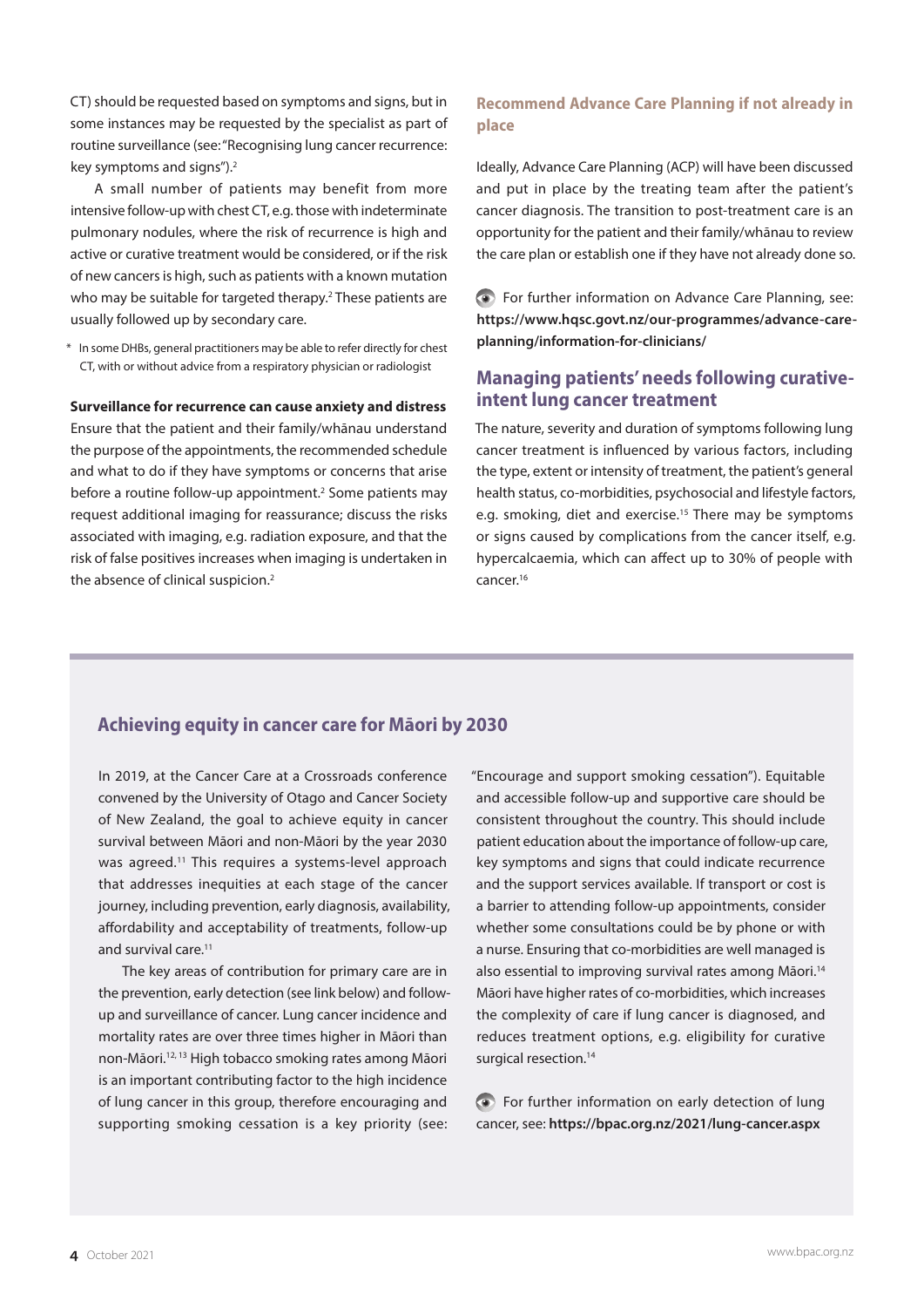CT) should be requested based on symptoms and signs, but in some instances may be requested by the specialist as part of routine surveillance (see: "Recognising lung cancer recurrence: key symptoms and signs").[2]

A small number of patients may benefit from more intensive follow-up with chest CT, e.g. those with indeterminate pulmonary nodules, where the risk of recurrence is high and active or curative treatment would be considered, or if the risk of new cancers is high, such as patients with a known mutation who may be suitable for targeted therapy.[2] These patients are usually followed up by secondary care.

\* In some DHBs, general practitioners may be able to refer directly for chest CT, with or without advice from a respiratory physician or radiologist

**Surveillance for recurrence can cause anxiety and distress**

Ensure that the patient and their family/whānau understand the purpose of the appointments, the recommended schedule and what to do if they have symptoms or concerns that arise before a routine follow-up appointment.[2] Some patients may request additional imaging for reassurance; discuss the risks associated with imaging, e.g. radiation exposure, and that the risk of false positives increases when imaging is undertaken in the absence of clinical suspicion.[2]

### Recommend Advance Care Planning if not already in place

Ideally, Advance Care Planning (ACP) will have been discussed and put in place by the treating team after the patient's cancer diagnosis. The transition to post-treatment care is an opportunity for the patient and their family/whānau to review the care plan or establish one if they have not already done so.

For further information on Advance Care Planning, see: **https://www.hqsc.govt.nz/our-programmes/advance-care-planning/information-for-clinicians/**

## Managing patients' needs following curative-intent lung cancer treatment

The nature, severity and duration of symptoms following lung cancer treatment is influenced by various factors, including the type, extent or intensity of treatment, the patient's general health status, co-morbidities, psychosocial and lifestyle factors, e.g. smoking, diet and exercise.[15] There may be symptoms or signs caused by complications from the cancer itself, e.g. hypercalcaemia, which can affect up to 30% of people with cancer.[16]

### Achieving equity in cancer care for Māori by 2030

In 2019, at the Cancer Care at a Crossroads conference convened by the University of Otago and Cancer Society of New Zealand, the goal to achieve equity in cancer survival between Māori and non-Māori by the year 2030 was agreed.[11] This requires a systems-level approach that addresses inequities at each stage of the cancer journey, including prevention, early diagnosis, availability, affordability and acceptability of treatments, follow-up and survival care.[11]

The key areas of contribution for primary care are in the prevention, early detection (see link below) and follow-up and surveillance of cancer. Lung cancer incidence and mortality rates are over three times higher in Māori than non-Māori.[12,13] High tobacco smoking rates among Māori is an important contributing factor to the high incidence of lung cancer in this group, therefore encouraging and supporting smoking cessation is a key priority (see: "Encourage and support smoking cessation"). Equitable and accessible follow-up and supportive care should be consistent throughout the country. This should include patient education about the importance of follow-up care, key symptoms and signs that could indicate recurrence and the support services available. If transport or cost is a barrier to attending follow-up appointments, consider whether some consultations could be by phone or with a nurse. Ensuring that co-morbidities are well managed is also essential to improving survival rates among Māori.[14] Māori have higher rates of co-morbidities, which increases the complexity of care if lung cancer is diagnosed, and reduces treatment options, e.g. eligibility for curative surgical resection.[14]

For further information on early detection of lung cancer, see: **https://bpac.org.nz/2021/lung-cancer.aspx**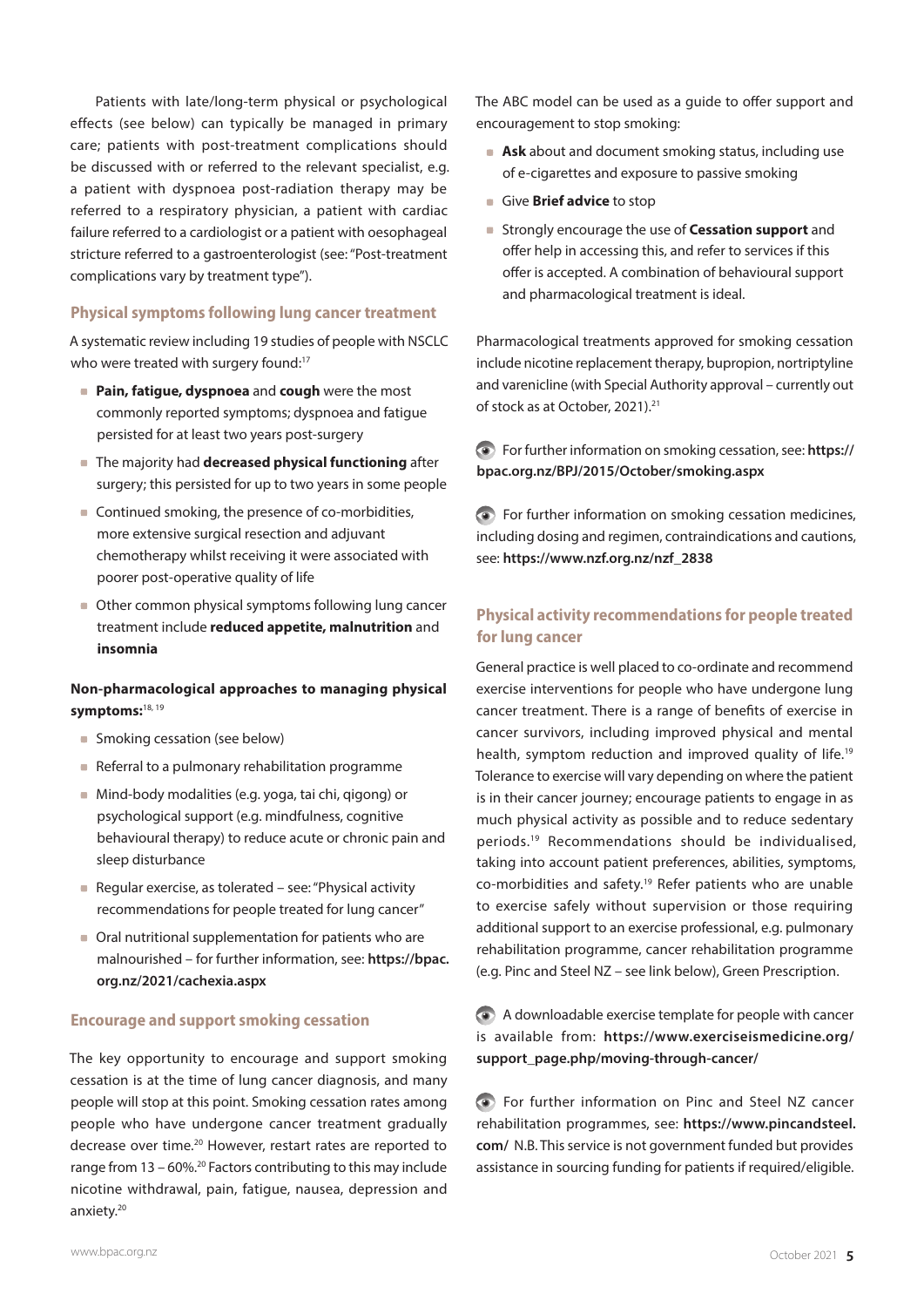Patients with late/long-term physical or psychological effects (see below) can typically be managed in primary care; patients with post-treatment complications should be discussed with or referred to the relevant specialist, e.g. a patient with dyspnoea post-radiation therapy may be referred to a respiratory physician, a patient with cardiac failure referred to a cardiologist or a patient with oesophageal stricture referred to a gastroenterologist (see: "Post-treatment complications vary by treatment type").

## Physical symptoms following lung cancer treatment

A systematic review including 19 studies of people with NSCLC who were treated with surgery found:[17]

- **Pain, fatigue, dyspnoea** and **cough** were the most commonly reported symptoms; dyspnoea and fatigue persisted for at least two years post-surgery
- The majority had **decreased physical functioning** after surgery; this persisted for up to two years in some people
- Continued smoking, the presence of co-morbidities, more extensive surgical resection and adjuvant chemotherapy whilst receiving it were associated with poorer post-operative quality of life
- Other common physical symptoms following lung cancer treatment include **reduced appetite, malnutrition** and **insomnia**

**Non-pharmacological approaches to managing physical symptoms:**[18, 19]

- Smoking cessation (see below)
- Referral to a pulmonary rehabilitation programme
- Mind-body modalities (e.g. yoga, tai chi, qigong) or psychological support (e.g. mindfulness, cognitive behavioural therapy) to reduce acute or chronic pain and sleep disturbance
- Regular exercise, as tolerated – see: "Physical activity recommendations for people treated for lung cancer"
- Oral nutritional supplementation for patients who are malnourished – for further information, see: **https://bpac.org.nz/2021/cachexia.aspx**

## Encourage and support smoking cessation

The key opportunity to encourage and support smoking cessation is at the time of lung cancer diagnosis, and many people will stop at this point. Smoking cessation rates among people who have undergone cancer treatment gradually decrease over time.[20] However, restart rates are reported to range from 13 – 60%.[20] Factors contributing to this may include nicotine withdrawal, pain, fatigue, nausea, depression and anxiety.[20]

The ABC model can be used as a guide to offer support and encouragement to stop smoking:

- **Ask** about and document smoking status, including use of e-cigarettes and exposure to passive smoking
- Give **Brief advice** to stop
- Strongly encourage the use of **Cessation support** and offer help in accessing this, and refer to services if this offer is accepted. A combination of behavioural support and pharmacological treatment is ideal.

Pharmacological treatments approved for smoking cessation include nicotine replacement therapy, bupropion, nortriptyline and varenicline (with Special Authority approval – currently out of stock as at October, 2021).[21]

For further information on smoking cessation, see: **https://bpac.org.nz/BPJ/2015/October/smoking.aspx**

For further information on smoking cessation medicines, including dosing and regimen, contraindications and cautions, see: **https://www.nzf.org.nz/nzf_2838**

## Physical activity recommendations for people treated for lung cancer

General practice is well placed to co-ordinate and recommend exercise interventions for people who have undergone lung cancer treatment. There is a range of benefits of exercise in cancer survivors, including improved physical and mental health, symptom reduction and improved quality of life.[19] Tolerance to exercise will vary depending on where the patient is in their cancer journey; encourage patients to engage in as much physical activity as possible and to reduce sedentary periods.[19] Recommendations should be individualised, taking into account patient preferences, abilities, symptoms, co-morbidities and safety.[19] Refer patients who are unable to exercise safely without supervision or those requiring additional support to an exercise professional, e.g. pulmonary rehabilitation programme, cancer rehabilitation programme (e.g. Pinc and Steel NZ – see link below), Green Prescription.

A downloadable exercise template for people with cancer is available from: **https://www.exerciseismedicine.org/support_page.php/moving-through-cancer/**

For further information on Pinc and Steel NZ cancer rehabilitation programmes, see: **https://www.pincandsteel.com/** N.B. This service is not government funded but provides assistance in sourcing funding for patients if required/eligible.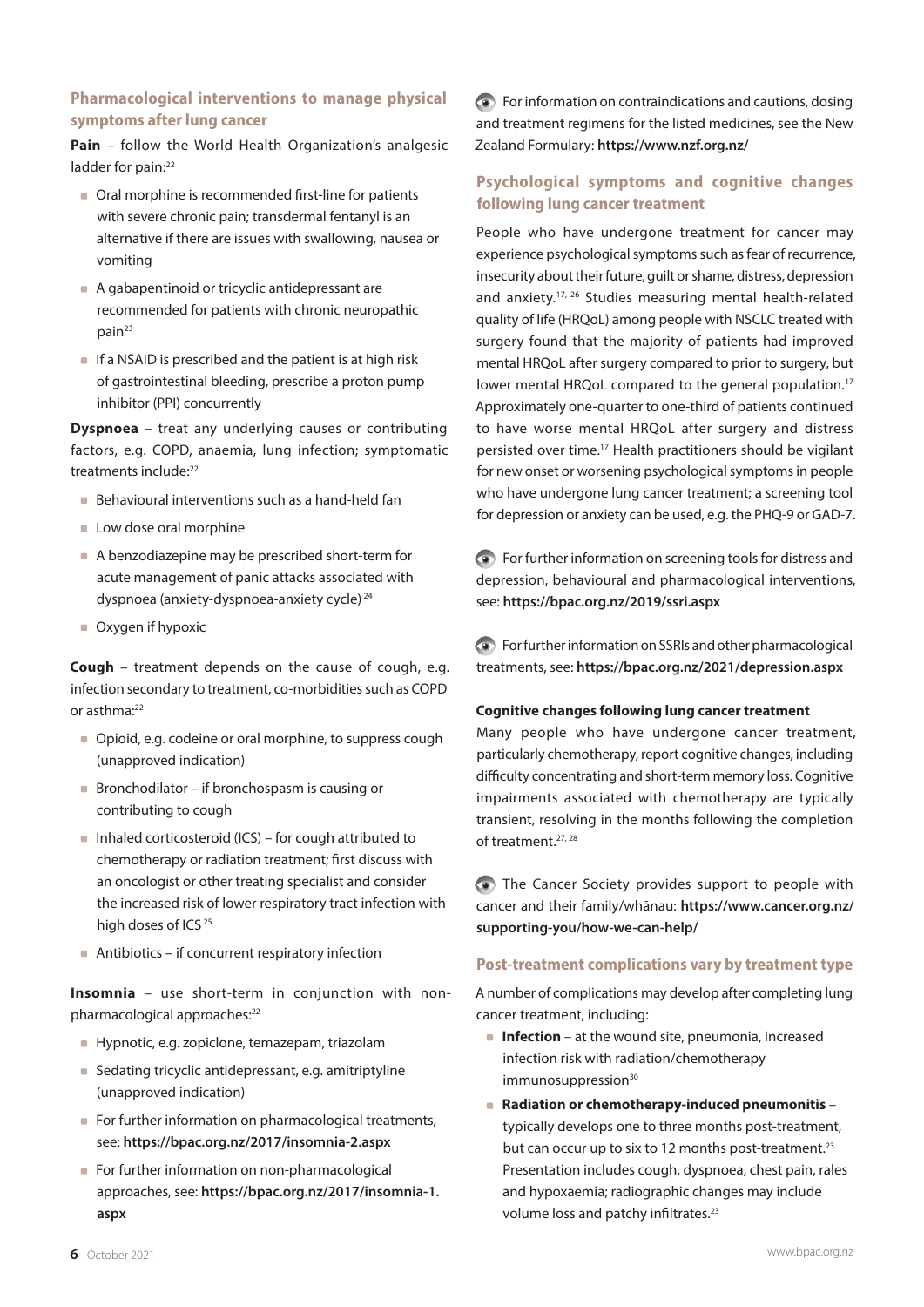## Pharmacological interventions to manage physical symptoms after lung cancer

**Pain** – follow the World Health Organization's analgesic ladder for pain:[22]

- Oral morphine is recommended first-line for patients with severe chronic pain; transdermal fentanyl is an alternative if there are issues with swallowing, nausea or vomiting
- A gabapentinoid or tricyclic antidepressant are recommended for patients with chronic neuropathic pain[23]
- If a NSAID is prescribed and the patient is at high risk of gastrointestinal bleeding, prescribe a proton pump inhibitor (PPI) concurrently

**Dyspnoea** – treat any underlying causes or contributing factors, e.g. COPD, anaemia, lung infection; symptomatic treatments include:[22]

- Behavioural interventions such as a hand-held fan
- Low dose oral morphine
- A benzodiazepine may be prescribed short-term for acute management of panic attacks associated with dyspnoea (anxiety-dyspnoea-anxiety cycle)[24]
- Oxygen if hypoxic

**Cough** – treatment depends on the cause of cough, e.g. infection secondary to treatment, co-morbidities such as COPD or asthma:[22]

- Opioid, e.g. codeine or oral morphine, to suppress cough (unapproved indication)
- Bronchodilator – if bronchospasm is causing or contributing to cough
- Inhaled corticosteroid (ICS) – for cough attributed to chemotherapy or radiation treatment; first discuss with an oncologist or other treating specialist and consider the increased risk of lower respiratory tract infection with high doses of ICS[25]
- Antibiotics – if concurrent respiratory infection

**Insomnia** – use short-term in conjunction with non-pharmacological approaches:[22]

- Hypnotic, e.g. zopiclone, temazepam, triazolam
- Sedating tricyclic antidepressant, e.g. amitriptyline (unapproved indication)
- For further information on pharmacological treatments, see: **https://bpac.org.nz/2017/insomnia-2.aspx**
- For further information on non-pharmacological approaches, see: **https://bpac.org.nz/2017/insomnia-1.aspx**

For information on contraindications and cautions, dosing and treatment regimens for the listed medicines, see the New Zealand Formulary: **https://www.nzf.org.nz/**

## Psychological symptoms and cognitive changes following lung cancer treatment

People who have undergone treatment for cancer may experience psychological symptoms such as fear of recurrence, insecurity about their future, guilt or shame, distress, depression and anxiety.[17, 26] Studies measuring mental health-related quality of life (HRQoL) among people with NSCLC treated with surgery found that the majority of patients had improved mental HRQoL after surgery compared to prior to surgery, but lower mental HRQoL compared to the general population.[17] Approximately one-quarter to one-third of patients continued to have worse mental HRQoL after surgery and distress persisted over time.[17] Health practitioners should be vigilant for new onset or worsening psychological symptoms in people who have undergone lung cancer treatment; a screening tool for depression or anxiety can be used, e.g. the PHQ-9 or GAD-7.

For further information on screening tools for distress and depression, behavioural and pharmacological interventions, see: **https://bpac.org.nz/2019/ssri.aspx**

For further information on SSRIs and other pharmacological treatments, see: **https://bpac.org.nz/2021/depression.aspx**

**Cognitive changes following lung cancer treatment**

Many people who have undergone cancer treatment, particularly chemotherapy, report cognitive changes, including difficulty concentrating and short-term memory loss. Cognitive impairments associated with chemotherapy are typically transient, resolving in the months following the completion of treatment.[27, 28]

The Cancer Society provides support to people with cancer and their family/whānau: **https://www.cancer.org.nz/supporting-you/how-we-can-help/**

## Post-treatment complications vary by treatment type

A number of complications may develop after completing lung cancer treatment, including:

- **Infection** – at the wound site, pneumonia, increased infection risk with radiation/chemotherapy immunosuppression[30]
- **Radiation or chemotherapy-induced pneumonitis** – typically develops one to three months post-treatment, but can occur up to six to 12 months post-treatment.[23] Presentation includes cough, dyspnoea, chest pain, rales and hypoxaemia; radiographic changes may include volume loss and patchy infiltrates.[23]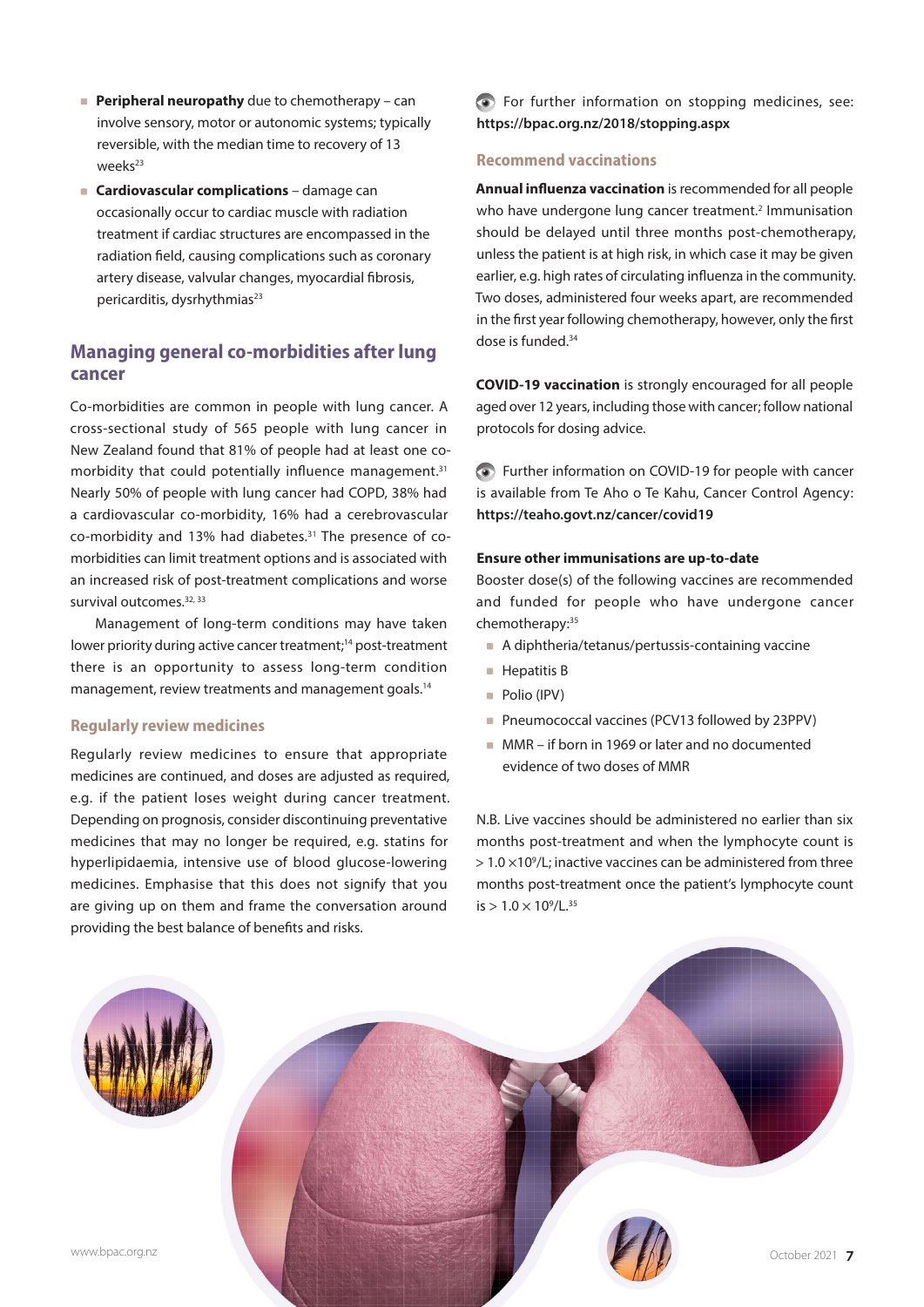- **Peripheral neuropathy** due to chemotherapy – can involve sensory, motor or autonomic systems; typically reversible, with the median time to recovery of 13 weeks[23]
- **Cardiovascular complications** – damage can occasionally occur to cardiac muscle with radiation treatment if cardiac structures are encompassed in the radiation field, causing complications such as coronary artery disease, valvular changes, myocardial fibrosis, pericarditis, dysrhythmias[23]

## Managing general co-morbidities after lung cancer

Co-morbidities are common in people with lung cancer. A cross-sectional study of 565 people with lung cancer in New Zealand found that 81% of people had at least one co-morbidity that could potentially influence management.[31] Nearly 50% of people with lung cancer had COPD, 38% had a cardiovascular co-morbidity, 16% had a cerebrovascular co-morbidity and 13% had diabetes.[31] The presence of co-morbidities can limit treatment options and is associated with an increased risk of post-treatment complications and worse survival outcomes.[32, 33]

Management of long-term conditions may have taken lower priority during active cancer treatment;[14] post-treatment there is an opportunity to assess long-term condition management, review treatments and management goals.[14]

### Regularly review medicines

Regularly review medicines to ensure that appropriate medicines are continued, and doses are adjusted as required, e.g. if the patient loses weight during cancer treatment. Depending on prognosis, consider discontinuing preventative medicines that may no longer be required, e.g. statins for hyperlipidaemia, intensive use of blood glucose-lowering medicines. Emphasise that this does not signify that you are giving up on them and frame the conversation around providing the best balance of benefits and risks.

For further information on stopping medicines, see: **https://bpac.org.nz/2018/stopping.aspx**

### Recommend vaccinations

**Annual influenza vaccination** is recommended for all people who have undergone lung cancer treatment.[2] Immunisation should be delayed until three months post-chemotherapy, unless the patient is at high risk, in which case it may be given earlier, e.g. high rates of circulating influenza in the community. Two doses, administered four weeks apart, are recommended in the first year following chemotherapy, however, only the first dose is funded.[34]

**COVID-19 vaccination** is strongly encouraged for all people aged over 12 years, including those with cancer; follow national protocols for dosing advice.

Further information on COVID-19 for people with cancer is available from Te Aho o Te Kahu, Cancer Control Agency: **https://teaho.govt.nz/cancer/covid19**

#### Ensure other immunisations are up-to-date

Booster dose(s) of the following vaccines are recommended and funded for people who have undergone cancer chemotherapy:[35]

- A diphtheria/tetanus/pertussis-containing vaccine
- Hepatitis B
- Polio (IPV)
- Pneumococcal vaccines (PCV13 followed by 23PPV)
- MMR – if born in 1969 or later and no documented evidence of two doses of MMR

N.B. Live vaccines should be administered no earlier than six months post-treatment and when the lymphocyte count is $> 1.0 \times 10^9$/L; inactive vaccines can be administered from three months post-treatment once the patient's lymphocyte count is $> 1.0 \times 10^9$/L.[35]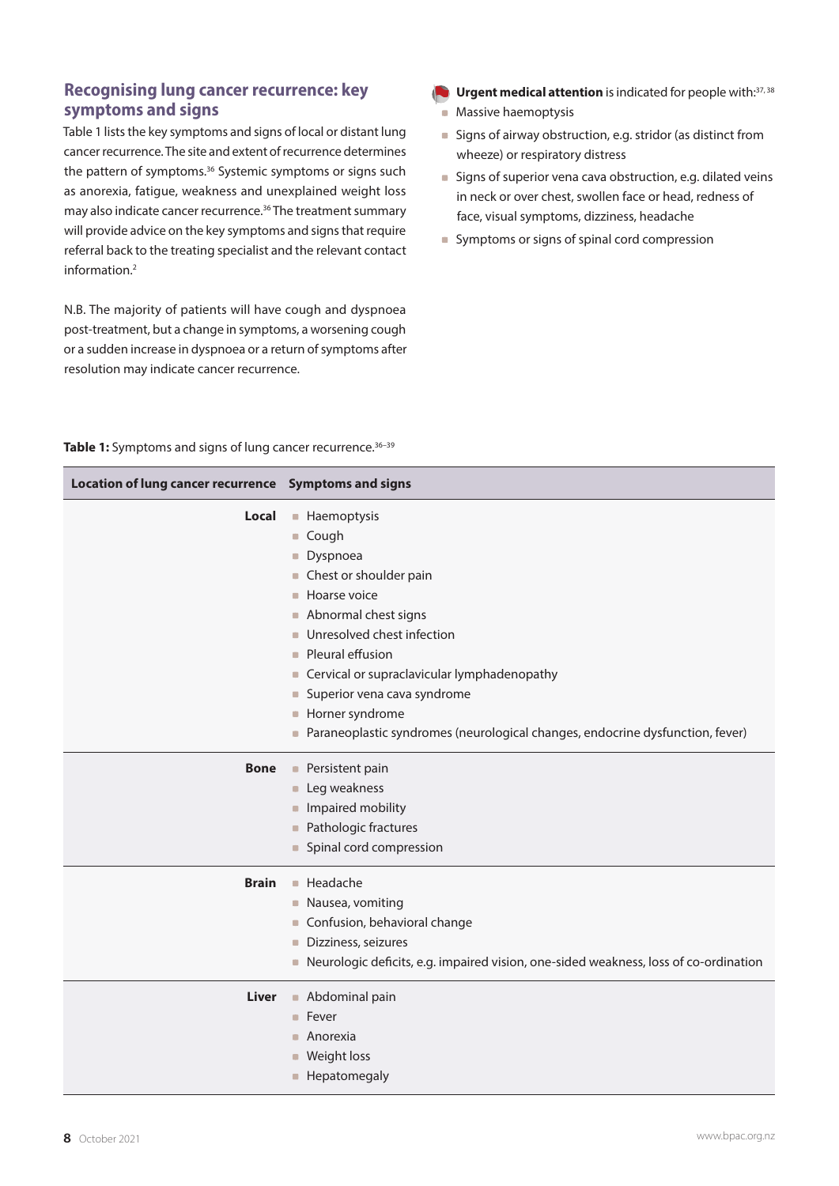## Recognising lung cancer recurrence: key symptoms and signs

Table 1 lists the key symptoms and signs of local or distant lung cancer recurrence. The site and extent of recurrence determines the pattern of symptoms.[36] Systemic symptoms or signs such as anorexia, fatigue, weakness and unexplained weight loss may also indicate cancer recurrence.[36] The treatment summary will provide advice on the key symptoms and signs that require referral back to the treating specialist and the relevant contact information.[2]

N.B. The majority of patients will have cough and dyspnoea post-treatment, but a change in symptoms, a worsening cough or a sudden increase in dyspnoea or a return of symptoms after resolution may indicate cancer recurrence.

**Urgent medical attention** is indicated for people with:[37, 38]

- Massive haemoptysis
- Signs of airway obstruction, e.g. stridor (as distinct from wheeze) or respiratory distress
- Signs of superior vena cava obstruction, e.g. dilated veins in neck or over chest, swollen face or head, redness of face, visual symptoms, dizziness, headache
- Symptoms or signs of spinal cord compression

**Table 1:** Symptoms and signs of lung cancer recurrence.[36–39]

| Location of lung cancer recurrence | Symptoms and signs |
| --- | --- |
| **Local** | Haemoptysis; Cough; Dyspnoea; Chest or shoulder pain; Hoarse voice; Abnormal chest signs; Unresolved chest infection; Pleural effusion; Cervical or supraclavicular lymphadenopathy; Superior vena cava syndrome; Horner syndrome; Paraneoplastic syndromes (neurological changes, endocrine dysfunction, fever) |
| **Bone** | Persistent pain; Leg weakness; Impaired mobility; Pathologic fractures; Spinal cord compression |
| **Brain** | Headache; Nausea, vomiting; Confusion, behavioral change; Dizziness, seizures; Neurologic deficits, e.g. impaired vision, one-sided weakness, loss of co-ordination |
| **Liver** | Abdominal pain; Fever; Anorexia; Weight loss; Hepatomegaly |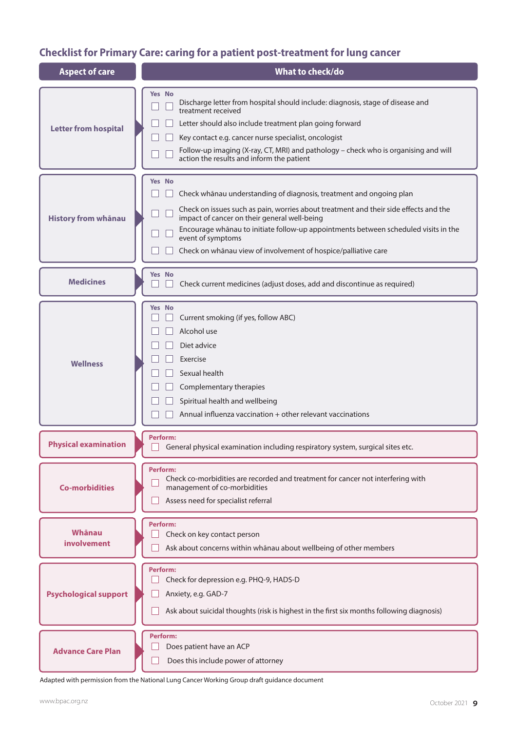## Checklist for Primary Care: caring for a patient post-treatment for lung cancer

| Aspect of care | What to check/do |
|---|---|
| **Letter from hospital** | Yes No<br>☐ ☐ Discharge letter from hospital should include: diagnosis, stage of disease and treatment received<br>☐ ☐ Letter should also include treatment plan going forward<br>☐ ☐ Key contact e.g. cancer nurse specialist, oncologist<br>☐ ☐ Follow-up imaging (X-ray, CT, MRI) and pathology – check who is organising and will action the results and inform the patient |
| **History from whānau** | Yes No<br>☐ ☐ Check whānau understanding of diagnosis, treatment and ongoing plan<br>☐ ☐ Check on issues such as pain, worries about treatment and their side effects and the impact of cancer on their general well-being<br>☐ ☐ Encourage whānau to initiate follow-up appointments between scheduled visits in the event of symptoms<br>☐ ☐ Check on whānau view of involvement of hospice/palliative care |
| **Medicines** | Yes No<br>☐ ☐ Check current medicines (adjust doses, add and discontinue as required) |
| **Wellness** | Yes No<br>☐ ☐ Current smoking (if yes, follow ABC)<br>☐ ☐ Alcohol use<br>☐ ☐ Diet advice<br>☐ ☐ Exercise<br>☐ ☐ Sexual health<br>☐ ☐ Complementary therapies<br>☐ ☐ Spiritual health and wellbeing<br>☐ ☐ Annual influenza vaccination + other relevant vaccinations |
| **Physical examination** | Perform:<br>☐ General physical examination including respiratory system, surgical sites etc. |
| **Co-morbidities** | Perform:<br>☐ Check co-morbidities are recorded and treatment for cancer not interfering with management of co-morbidities<br>☐ Assess need for specialist referral |
| **Whānau involvement** | Perform:<br>☐ Check on key contact person<br>☐ Ask about concerns within whānau about wellbeing of other members |
| **Psychological support** | Perform:<br>☐ Check for depression e.g. PHQ-9, HADS-D<br>☐ Anxiety, e.g. GAD-7<br>☐ Ask about suicidal thoughts (risk is highest in the first six months following diagnosis) |
| **Advance Care Plan** | Perform:<br>☐ Does patient have an ACP<br>☐ Does this include power of attorney |

Adapted with permission from the National Lung Cancer Working Group draft guidance document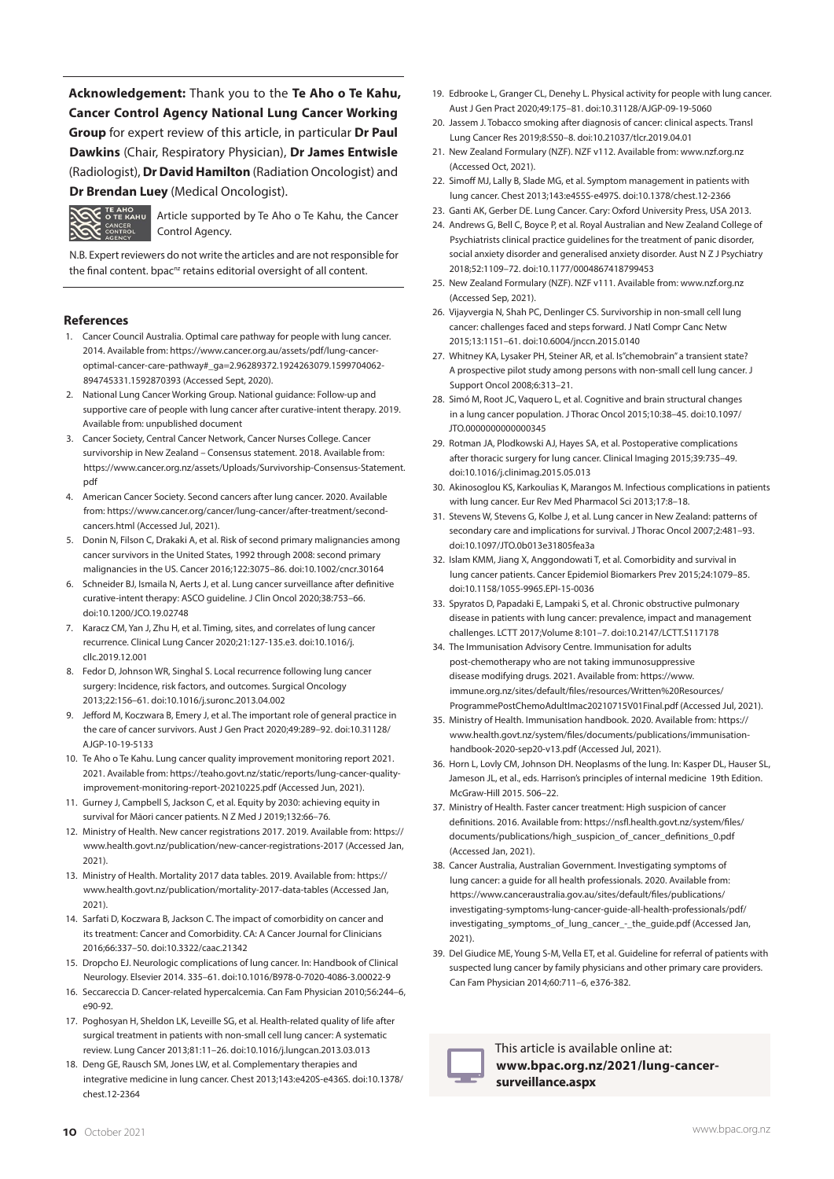**Acknowledgement:** Thank you to the **Te Aho o Te Kahu, Cancer Control Agency National Lung Cancer Working Group** for expert review of this article, in particular **Dr Paul Dawkins** (Chair, Respiratory Physician), **Dr James Entwisle** (Radiologist), **Dr David Hamilton** (Radiation Oncologist) and **Dr Brendan Luey** (Medical Oncologist).

Article supported by Te Aho o Te Kahu, the Cancer Control Agency.

N.B. Expert reviewers do not write the articles and are not responsible for the final content. bpac[nz] retains editorial oversight of all content.

### References

1. Cancer Council Australia. Optimal care pathway for people with lung cancer. 2014. Available from: https://www.cancer.org.au/assets/pdf/lung-cancer-optimal-cancer-care-pathway#_ga=2.96289372.1924263079.1599704062-894745331.1592870393 (Accessed Sept, 2020).
2. National Lung Cancer Working Group. National guidance: Follow-up and supportive care of people with lung cancer after curative-intent therapy. 2019. Available from: unpublished document
3. Cancer Society, Central Cancer Network, Cancer Nurses College. Cancer survivorship in New Zealand – Consensus statement. 2018. Available from: https://www.cancer.org.nz/assets/Uploads/Survivorship-Consensus-Statement.pdf
4. American Cancer Society. Second cancers after lung cancer. 2020. Available from: https://www.cancer.org/cancer/lung-cancer/after-treatment/second-cancers.html (Accessed Jul, 2021).
5. Donin N, Filson C, Drakaki A, et al. Risk of second primary malignancies among cancer survivors in the United States, 1992 through 2008: second primary malignancies in the US. Cancer 2016;122:3075–86. doi:10.1002/cncr.30164
6. Schneider BJ, Ismaila N, Aerts J, et al. Lung cancer surveillance after definitive curative-intent therapy: ASCO guideline. J Clin Oncol 2020;38:753–66. doi:10.1200/JCO.19.02748
7. Karacz CM, Yan J, Zhu H, et al. Timing, sites, and correlates of lung cancer recurrence. Clinical Lung Cancer 2020;21:127-135.e3. doi:10.1016/j.cllc.2019.12.001
8. Fedor D, Johnson WR, Singhal S. Local recurrence following lung cancer surgery: Incidence, risk factors, and outcomes. Surgical Oncology 2013;22:156–61. doi:10.1016/j.suronc.2013.04.002
9. Jefford M, Koczwara B, Emery J, et al. The important role of general practice in the care of cancer survivors. Aust J Gen Pract 2020;49:289–92. doi:10.31128/AJGP-10-19-5133
10. Te Aho o Te Kahu. Lung cancer quality improvement monitoring report 2021. 2021. Available from: https://teaho.govt.nz/static/reports/lung-cancer-quality-improvement-monitoring-report-20210225.pdf (Accessed Jun, 2021).
11. Gurney J, Campbell S, Jackson C, et al. Equity by 2030: achieving equity in survival for Māori cancer patients. N Z Med J 2019;132:66–76.
12. Ministry of Health. New cancer registrations 2017. 2019. Available from: https://www.health.govt.nz/publication/new-cancer-registrations-2017 (Accessed Jan, 2021).
13. Ministry of Health. Mortality 2017 data tables. 2019. Available from: https://www.health.govt.nz/publication/mortality-2017-data-tables (Accessed Jan, 2021).
14. Sarfati D, Koczwara B, Jackson C. The impact of comorbidity on cancer and its treatment: Cancer and Comorbidity. CA: A Cancer Journal for Clinicians 2016;66:337–50. doi:10.3322/caac.21342
15. Dropcho EJ. Neurologic complications of lung cancer. In: Handbook of Clinical Neurology. Elsevier 2014. 335–61. doi:10.1016/B978-0-7020-4086-3.00022-9
16. Seccareccia D. Cancer-related hypercalcemia. Can Fam Physician 2010;56:244–6, e90-92.
17. Poghosyan H, Sheldon LK, Leveille SG, et al. Health-related quality of life after surgical treatment in patients with non-small cell lung cancer: A systematic review. Lung Cancer 2013;81:11–26. doi:10.1016/j.lungcan.2013.03.013
18. Deng GE, Rausch SM, Jones LW, et al. Complementary therapies and integrative medicine in lung cancer. Chest 2013;143:e420S-e436S. doi:10.1378/chest.12-2364
19. Edbrooke L, Granger CL, Denehy L. Physical activity for people with lung cancer. Aust J Gen Pract 2020;49:175–81. doi:10.31128/AJGP-09-19-5060
20. Jassem J. Tobacco smoking after diagnosis of cancer: clinical aspects. Transl Lung Cancer Res 2019;8:S50–8. doi:10.21037/tlcr.2019.04.01
21. New Zealand Formulary (NZF). NZF v112. Available from: www.nzf.org.nz (Accessed Oct, 2021).
22. Simoff MJ, Lally B, Slade MG, et al. Symptom management in patients with lung cancer. Chest 2013;143:e455S-e497S. doi:10.1378/chest.12-2366
23. Ganti AK, Gerber DE. Lung Cancer. Cary: Oxford University Press, USA 2013.
24. Andrews G, Bell C, Boyce P, et al. Royal Australian and New Zealand College of Psychiatrists clinical practice guidelines for the treatment of panic disorder, social anxiety disorder and generalised anxiety disorder. Aust N Z J Psychiatry 2018;52:1109–72. doi:10.1177/0004867418799453
25. New Zealand Formulary (NZF). NZF v111. Available from: www.nzf.org.nz (Accessed Sep, 2021).
26. Vijayvergia N, Shah PC, Denlinger CS. Survivorship in non-small cell lung cancer: challenges faced and steps forward. J Natl Compr Canc Netw 2015;13:1151–61. doi:10.6004/jnccn.2015.0140
27. Whitney KA, Lysaker PH, Steiner AR, et al. Is"chemobrain" a transient state? A prospective pilot study among persons with non-small cell lung cancer. J Support Oncol 2008;6:313–21.
28. Simó M, Root JC, Vaquero L, et al. Cognitive and brain structural changes in a lung cancer population. J Thorac Oncol 2015;10:38–45. doi:10.1097/JTO.0000000000000345
29. Rotman JA, Plodkowski AJ, Hayes SA, et al. Postoperative complications after thoracic surgery for lung cancer. Clinical Imaging 2015;39:735–49. doi:10.1016/j.clinimag.2015.05.013
30. Akinosoglou KS, Karkoulias K, Marangos M. Infectious complications in patients with lung cancer. Eur Rev Med Pharmacol Sci 2013;17:8–18.
31. Stevens W, Stevens G, Kolbe J, et al. Lung cancer in New Zealand: patterns of secondary care and implications for survival. J Thorac Oncol 2007;2:481–93. doi:10.1097/JTO.0b013e31805fea3a
32. Islam KMM, Jiang X, Anggondowati T, et al. Comorbidity and survival in lung cancer patients. Cancer Epidemiol Biomarkers Prev 2015;24:1079–85. doi:10.1158/1055-9965.EPI-15-0036
33. Spyratos D, Papadaki E, Lampaki S, et al. Chronic obstructive pulmonary disease in patients with lung cancer: prevalence, impact and management challenges. LCTT 2017;Volume 8:101–7. doi:10.2147/LCTT.S117178
34. The Immunisation Advisory Centre. Immunisation for adults post-chemotherapy who are not taking immunosuppressive disease modifying drugs. 2021. Available from: https://www.immune.org.nz/sites/default/files/resources/Written%20Resources/ProgrammePostChemoAdultImac20210715V01Final.pdf (Accessed Jul, 2021).
35. Ministry of Health. Immunisation handbook. 2020. Available from: https://www.health.govt.nz/system/files/documents/publications/immunisation-handbook-2020-sep20-v13.pdf (Accessed Jul, 2021).
36. Horn L, Lovly CM, Johnson DH. Neoplasms of the lung. In: Kasper DL, Hauser SL, Jameson JL, et al., eds. Harrison's principles of internal medicine 19th Edition. McGraw-Hill 2015. 506–22.
37. Ministry of Health. Faster cancer treatment: High suspicion of cancer definitions. 2016. Available from: https://nsfl.health.govt.nz/system/files/documents/publications/high_suspicion_of_cancer_definitions_0.pdf (Accessed Jan, 2021).
38. Cancer Australia, Australian Government. Investigating symptoms of lung cancer: a guide for all health professionals. 2020. Available from: https://www.canceraustralia.gov.au/sites/default/files/publications/investigating-symptoms-lung-cancer-guide-all-health-professionals/pdf/investigating_symptoms_of_lung_cancer_-_the_guide.pdf (Accessed Jan, 2021).
39. Del Giudice ME, Young S-M, Vella ET, et al. Guideline for referral of patients with suspected lung cancer by family physicians and other primary care providers. Can Fam Physician 2014;60:711–6, e376-382.

This article is available online at:
**www.bpac.org.nz/2021/lung-cancer-surveillance.aspx**